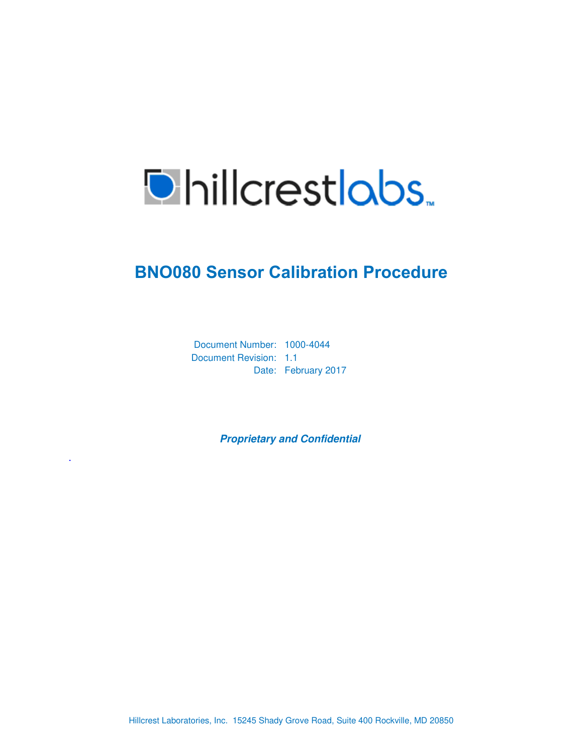hillcrestlabs

# BNO080 Sensor Calibration Procedure

Document Number: 1000-4044

Document Revision: 1.1

Date: February 2017

***Proprietary and Confidential***

Hillcrest Laboratories, Inc. 15245 Shady Grove Road, Suite 400 Rockville, MD 20850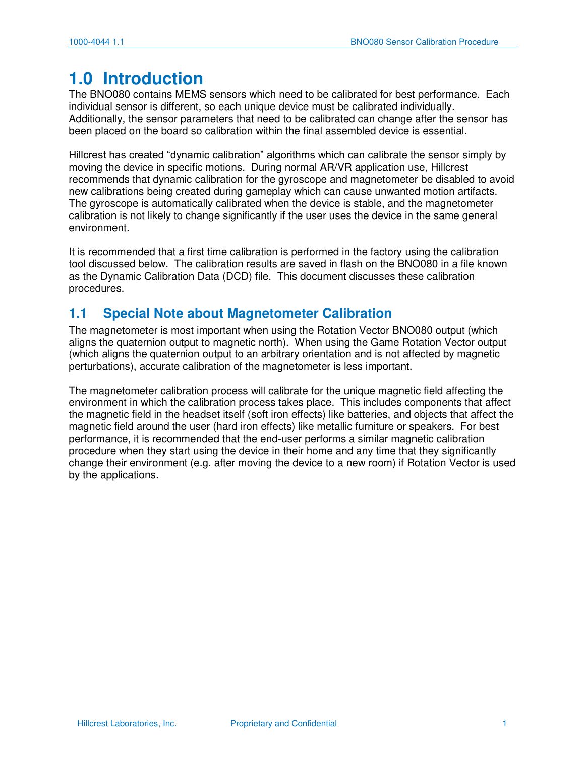# 1.0 Introduction

The BNO080 contains MEMS sensors which need to be calibrated for best performance. Each individual sensor is different, so each unique device must be calibrated individually. Additionally, the sensor parameters that need to be calibrated can change after the sensor has been placed on the board so calibration within the final assembled device is essential.

Hillcrest has created “dynamic calibration” algorithms which can calibrate the sensor simply by moving the device in specific motions. During normal AR/VR application use, Hillcrest recommends that dynamic calibration for the gyroscope and magnetometer be disabled to avoid new calibrations being created during gameplay which can cause unwanted motion artifacts. The gyroscope is automatically calibrated when the device is stable, and the magnetometer calibration is not likely to change significantly if the user uses the device in the same general environment.

It is recommended that a first time calibration is performed in the factory using the calibration tool discussed below. The calibration results are saved in flash on the BNO080 in a file known as the Dynamic Calibration Data (DCD) file. This document discusses these calibration procedures.

## 1.1 Special Note about Magnetometer Calibration

The magnetometer is most important when using the Rotation Vector BNO080 output (which aligns the quaternion output to magnetic north). When using the Game Rotation Vector output (which aligns the quaternion output to an arbitrary orientation and is not affected by magnetic perturbations), accurate calibration of the magnetometer is less important.

The magnetometer calibration process will calibrate for the unique magnetic field affecting the environment in which the calibration process takes place. This includes components that affect the magnetic field in the headset itself (soft iron effects) like batteries, and objects that affect the magnetic field around the user (hard iron effects) like metallic furniture or speakers. For best performance, it is recommended that the end-user performs a similar magnetic calibration procedure when they start using the device in their home and any time that they significantly change their environment (e.g. after moving the device to a new room) if Rotation Vector is used by the applications.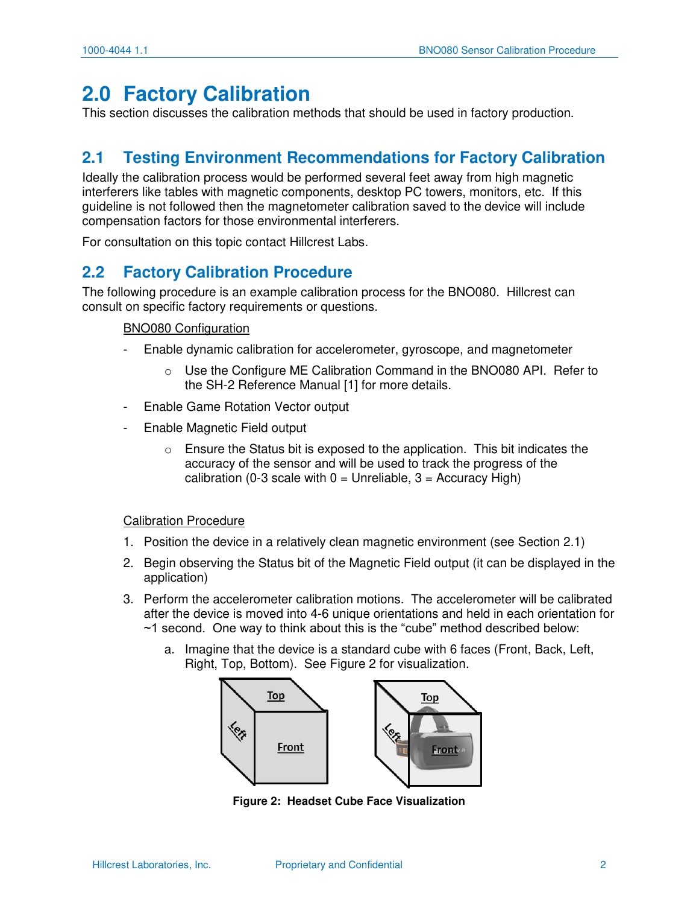# 2.0 Factory Calibration

This section discusses the calibration methods that should be used in factory production.

## 2.1 Testing Environment Recommendations for Factory Calibration

Ideally the calibration process would be performed several feet away from high magnetic interferers like tables with magnetic components, desktop PC towers, monitors, etc. If this guideline is not followed then the magnetometer calibration saved to the device will include compensation factors for those environmental interferers.

For consultation on this topic contact Hillcrest Labs.

## 2.2 Factory Calibration Procedure

The following procedure is an example calibration process for the BNO080. Hillcrest can consult on specific factory requirements or questions.

BNO080 Configuration

- Enable dynamic calibration for accelerometer, gyroscope, and magnetometer
  - Use the Configure ME Calibration Command in the BNO080 API. Refer to the SH-2 Reference Manual [1] for more details.
- Enable Game Rotation Vector output
- Enable Magnetic Field output
  - Ensure the Status bit is exposed to the application. This bit indicates the accuracy of the sensor and will be used to track the progress of the calibration (0-3 scale with 0 = Unreliable, 3 = Accuracy High)

Calibration Procedure

1. Position the device in a relatively clean magnetic environment (see Section 2.1)
2. Begin observing the Status bit of the Magnetic Field output (it can be displayed in the application)
3. Perform the accelerometer calibration motions. The accelerometer will be calibrated after the device is moved into 4-6 unique orientations and held in each orientation for ~1 second. One way to think about this is the "cube" method described below:
   a. Imagine that the device is a standard cube with 6 faces (Front, Back, Left, Right, Top, Bottom). See Figure 2 for visualization.

**Figure 2: Headset Cube Face Visualization**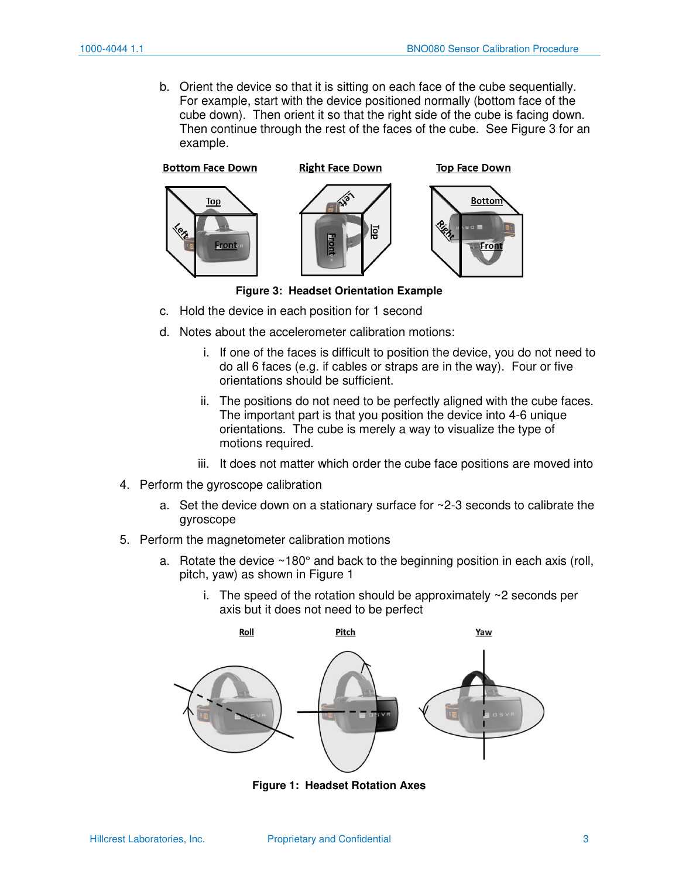b. Orient the device so that it is sitting on each face of the cube sequentially. For example, start with the device positioned normally (bottom face of the cube down). Then orient it so that the right side of the cube is facing down. Then continue through the rest of the faces of the cube. See Figure 3 for an example.

**Figure 3: Headset Orientation Example**

c. Hold the device in each position for 1 second

d. Notes about the accelerometer calibration motions:

   i. If one of the faces is difficult to position the device, you do not need to do all 6 faces (e.g. if cables or straps are in the way). Four or five orientations should be sufficient.

   ii. The positions do not need to be perfectly aligned with the cube faces. The important part is that you position the device into 4-6 unique orientations. The cube is merely a way to visualize the type of motions required.

   iii. It does not matter which order the cube face positions are moved into

4. Perform the gyroscope calibration

   a. Set the device down on a stationary surface for ~2-3 seconds to calibrate the gyroscope

5. Perform the magnetometer calibration motions

   a. Rotate the device ~180° and back to the beginning position in each axis (roll, pitch, yaw) as shown in Figure 1

      i. The speed of the rotation should be approximately ~2 seconds per axis but it does not need to be perfect

**Figure 1: Headset Rotation Axes**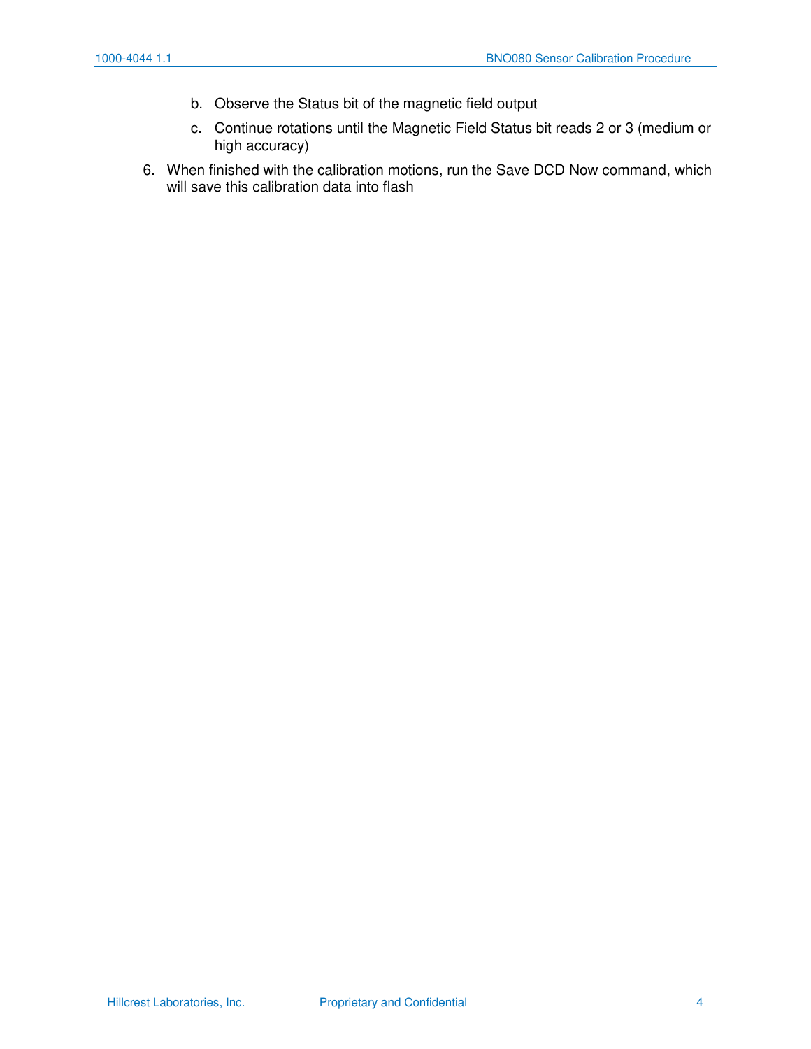b. Observe the Status bit of the magnetic field output
   c. Continue rotations until the Magnetic Field Status bit reads 2 or 3 (medium or high accuracy)

6. When finished with the calibration motions, run the Save DCD Now command, which will save this calibration data into flash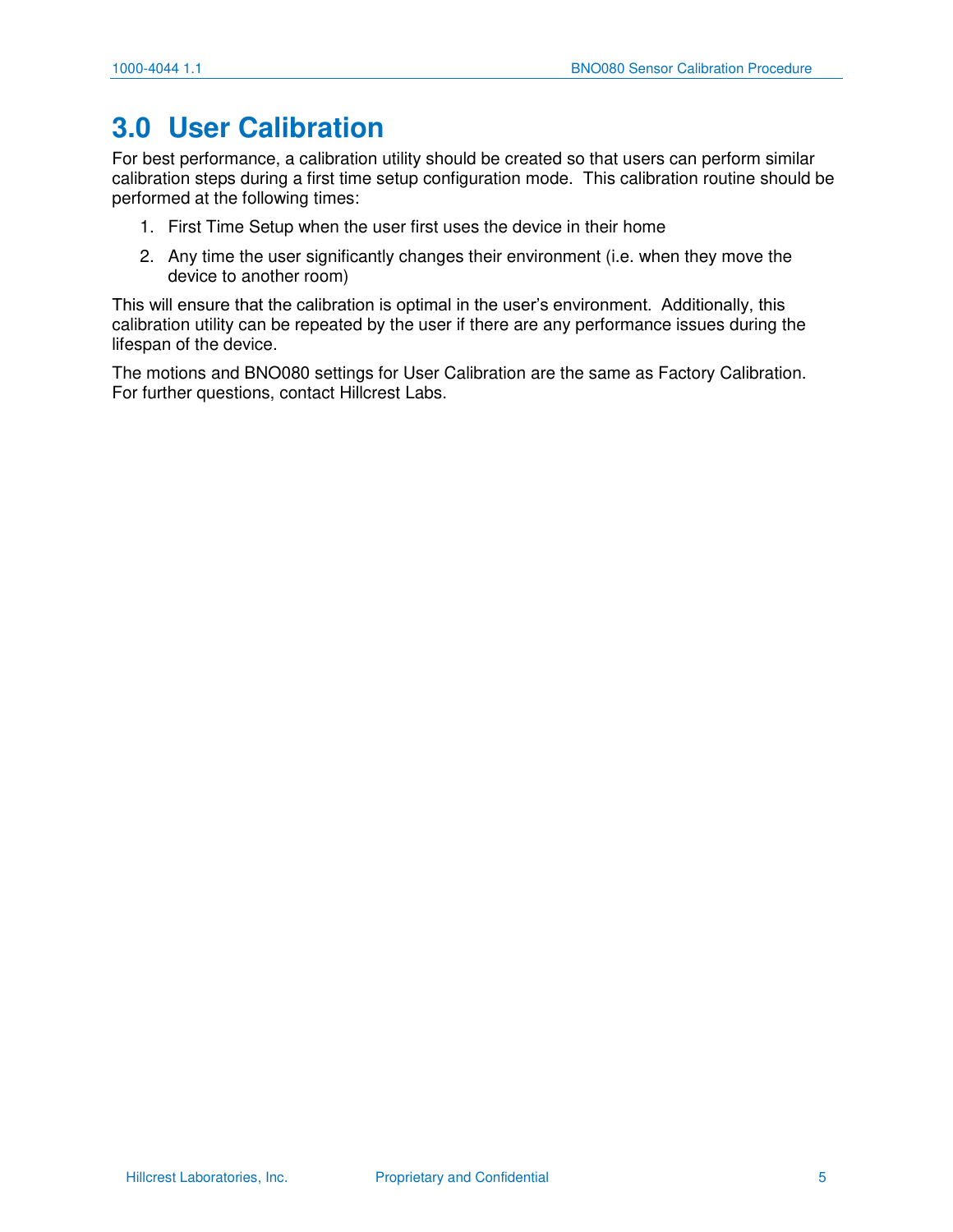# 3.0 User Calibration

For best performance, a calibration utility should be created so that users can perform similar calibration steps during a first time setup configuration mode. This calibration routine should be performed at the following times:

1. First Time Setup when the user first uses the device in their home
2. Any time the user significantly changes their environment (i.e. when they move the device to another room)

This will ensure that the calibration is optimal in the user's environment. Additionally, this calibration utility can be repeated by the user if there are any performance issues during the lifespan of the device.

The motions and BNO080 settings for User Calibration are the same as Factory Calibration. For further questions, contact Hillcrest Labs.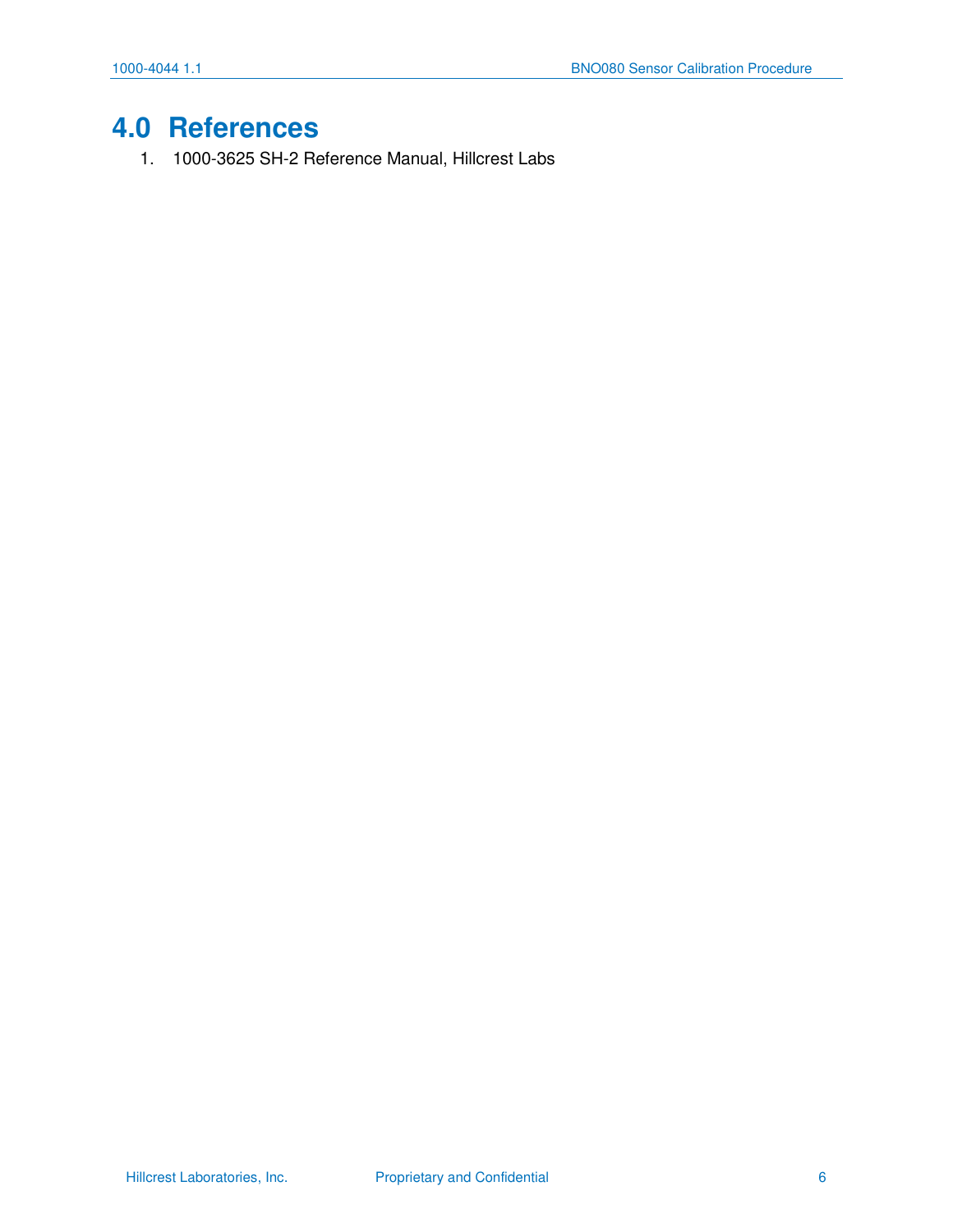# 4.0 References

1. 1000-3625 SH-2 Reference Manual, Hillcrest Labs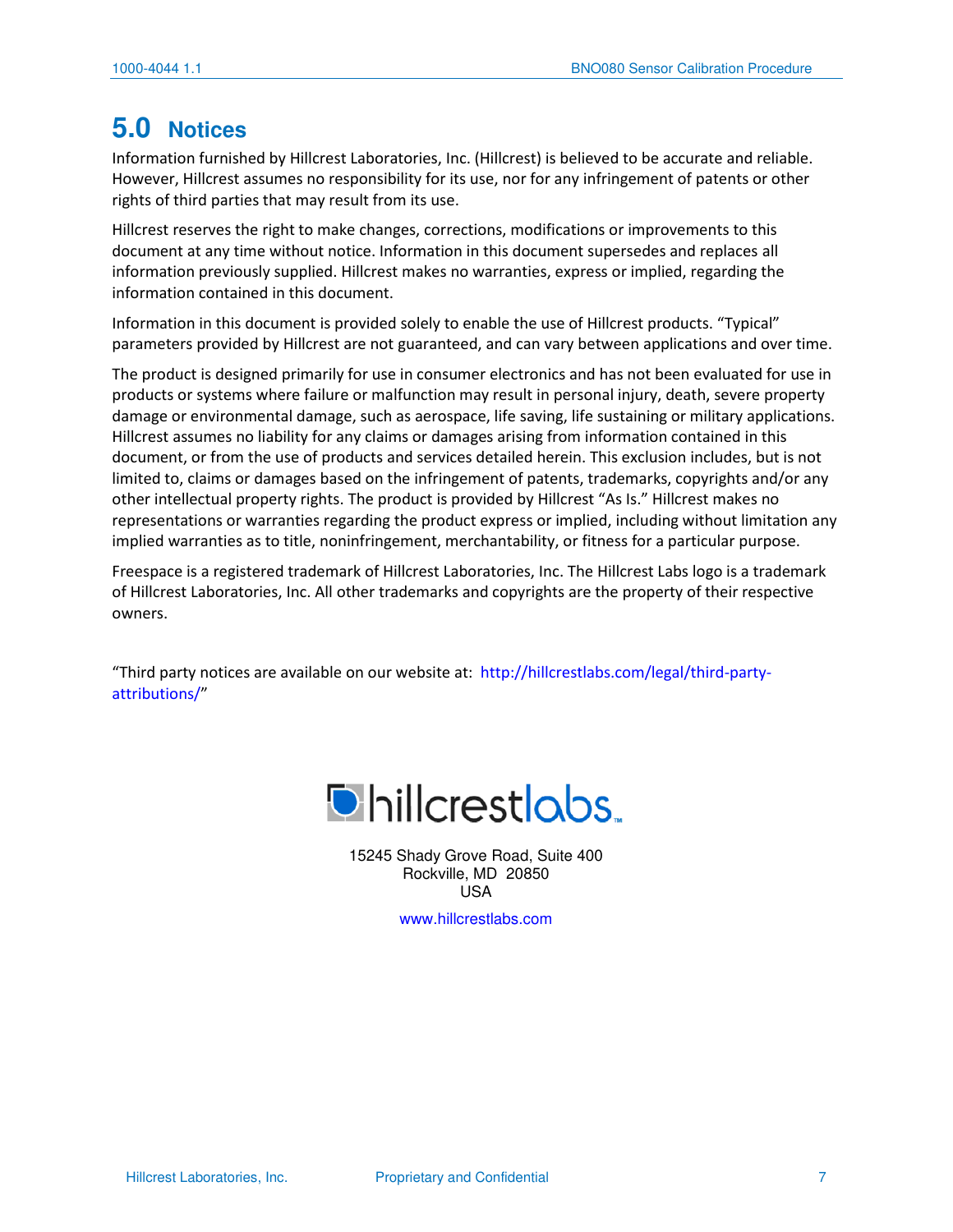## 5.0 Notices

Information furnished by Hillcrest Laboratories, Inc. (Hillcrest) is believed to be accurate and reliable. However, Hillcrest assumes no responsibility for its use, nor for any infringement of patents or other rights of third parties that may result from its use.

Hillcrest reserves the right to make changes, corrections, modifications or improvements to this document at any time without notice. Information in this document supersedes and replaces all information previously supplied. Hillcrest makes no warranties, express or implied, regarding the information contained in this document.

Information in this document is provided solely to enable the use of Hillcrest products. "Typical" parameters provided by Hillcrest are not guaranteed, and can vary between applications and over time.

The product is designed primarily for use in consumer electronics and has not been evaluated for use in products or systems where failure or malfunction may result in personal injury, death, severe property damage or environmental damage, such as aerospace, life saving, life sustaining or military applications. Hillcrest assumes no liability for any claims or damages arising from information contained in this document, or from the use of products and services detailed herein. This exclusion includes, but is not limited to, claims or damages based on the infringement of patents, trademarks, copyrights and/or any other intellectual property rights. The product is provided by Hillcrest "As Is." Hillcrest makes no representations or warranties regarding the product express or implied, including without limitation any implied warranties as to title, noninfringement, merchantability, or fitness for a particular purpose.

Freespace is a registered trademark of Hillcrest Laboratories, Inc. The Hillcrest Labs logo is a trademark of Hillcrest Laboratories, Inc. All other trademarks and copyrights are the property of their respective owners.

"Third party notices are available on our website at: http://hillcrestlabs.com/legal/third-party-attributions/"

hillcrestlabs

15245 Shady Grove Road, Suite 400
Rockville, MD 20850
USA

www.hillcrestlabs.com